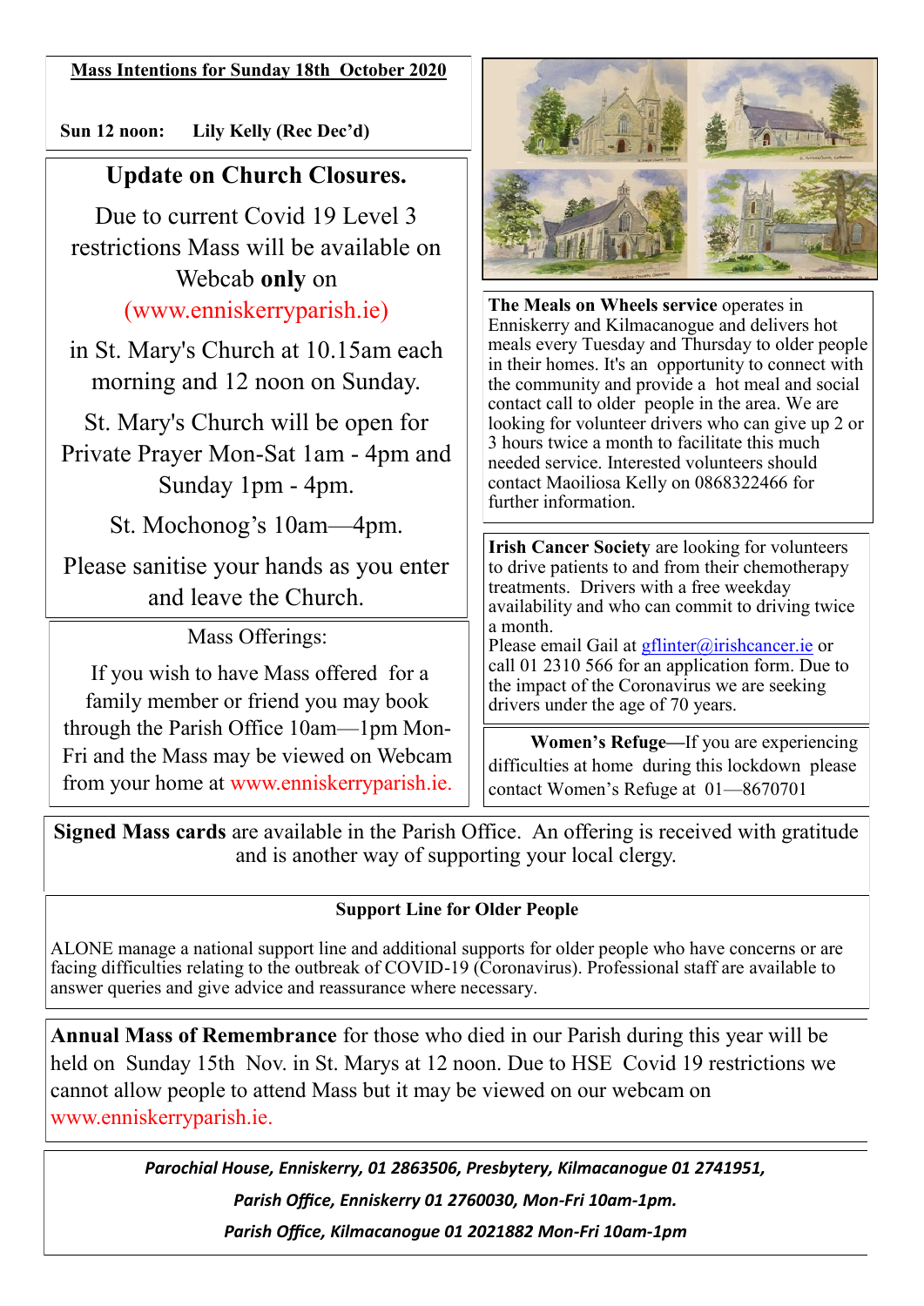**Mass Intentions for Sunday 18th October 2020**

**Sun 12 noon: Lily Kelly (Rec Dec'd)**

## Update on Church Closures.

Due to current Covid 19 Level 3 restrictions Mass will be available on Webcab **only** on (www.enniskerryparish.ie)

in St. Mary's Church at 10.15am each morning and 12 noon on Sunday.

St. Mary's Church will be open for Private Prayer Mon-Sat 1am - 4pm and Sunday 1pm - 4pm.

St. Mochonog's 10am—4pm.

Please sanitise your hands as you enter and leave the Church.

Mass Offerings:

If you wish to have Mass offered for a family member or friend you may book through the Parish Office 10am—1pm Mon-Fri and the Mass may be viewed on Webcam from your home at www.enniskerryparish.ie.

**The Meals on Wheels service** operates in Enniskerry and Kilmacanogue and delivers hot meals every Tuesday and Thursday to older people in their homes. It's an opportunity to connect with the community and provide a hot meal and social contact call to older people in the area. We are looking for volunteer drivers who can give up 2 or 3 hours twice a month to facilitate this much needed service. Interested volunteers should contact Maoiliosa Kelly on 0868322466 for further information.

**Irish Cancer Society** are looking for volunteers to drive patients to and from their chemotherapy treatments. Drivers with a free weekday availability and who can commit to driving twice a month.
Please email Gail at gflinter@irishcancer.ie or call 01 2310 566 for an application form. Due to the impact of the Coronavirus we are seeking drivers under the age of 70 years.

**Women's Refuge—**If you are experiencing difficulties at home during this lockdown please contact Women's Refuge at 01—8670701

**Signed Mass cards** are available in the Parish Office. An offering is received with gratitude and is another way of supporting your local clergy.

**Support Line for Older People**

ALONE manage a national support line and additional supports for older people who have concerns or are facing difficulties relating to the outbreak of COVID-19 (Coronavirus). Professional staff are available to answer queries and give advice and reassurance where necessary.

**Annual Mass of Remembrance** for those who died in our Parish during this year will be held on Sunday 15th Nov. in St. Marys at 12 noon. Due to HSE Covid 19 restrictions we cannot allow people to attend Mass but it may be viewed on our webcam on www.enniskerryparish.ie.

***Parochial House, Enniskerry, 01 2863506, Presbytery, Kilmacanogue 01 2741951,***

***Parish Office, Enniskerry 01 2760030, Mon-Fri 10am-1pm.***

***Parish Office, Kilmacanogue 01 2021882 Mon-Fri 10am-1pm***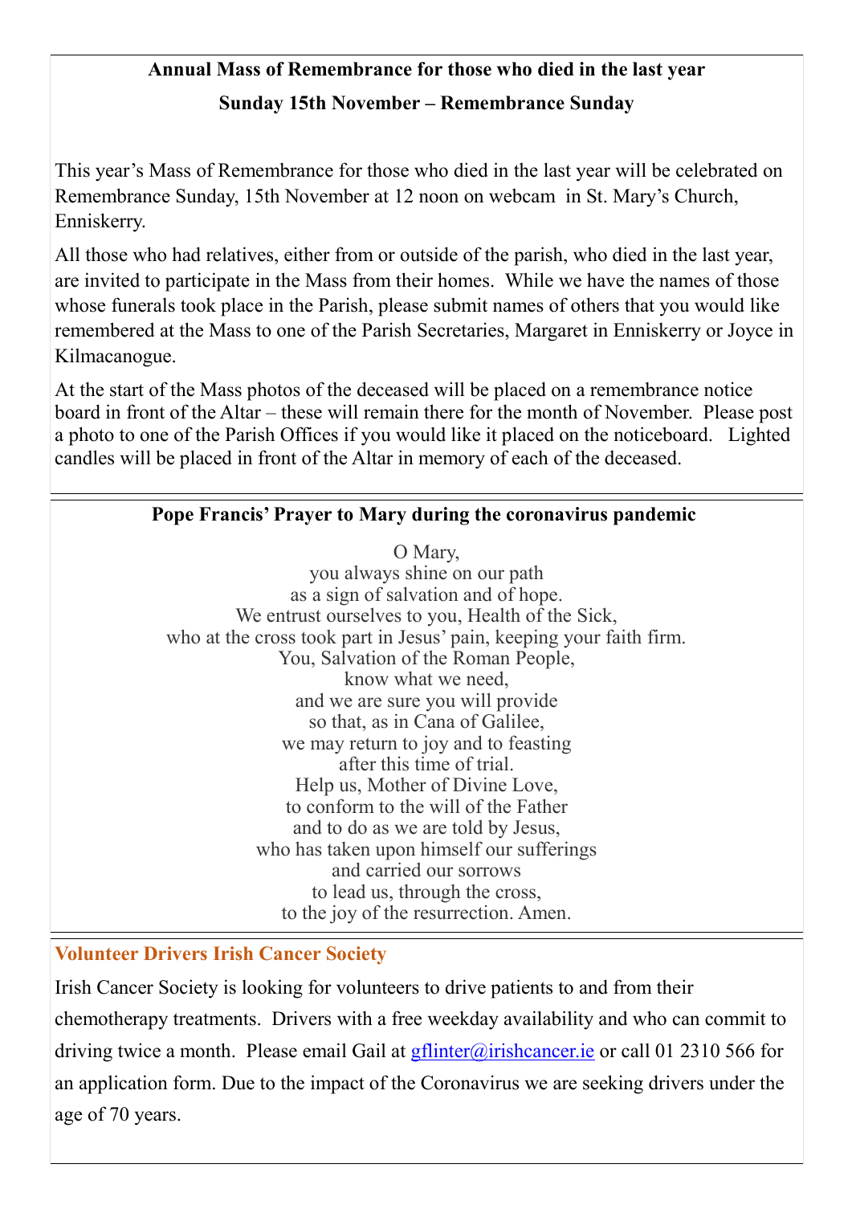**Annual Mass of Remembrance for those who died in the last year**

**Sunday 15th November – Remembrance Sunday**

This year's Mass of Remembrance for those who died in the last year will be celebrated on Remembrance Sunday, 15th November at 12 noon on webcam in St. Mary's Church, Enniskerry.

All those who had relatives, either from or outside of the parish, who died in the last year, are invited to participate in the Mass from their homes. While we have the names of those whose funerals took place in the Parish, please submit names of others that you would like remembered at the Mass to one of the Parish Secretaries, Margaret in Enniskerry or Joyce in Kilmacanogue.

At the start of the Mass photos of the deceased will be placed on a remembrance notice board in front of the Altar – these will remain there for the month of November. Please post a photo to one of the Parish Offices if you would like it placed on the noticeboard. Lighted candles will be placed in front of the Altar in memory of each of the deceased.

**Pope Francis' Prayer to Mary during the coronavirus pandemic**

O Mary,
you always shine on our path
as a sign of salvation and of hope.
We entrust ourselves to you, Health of the Sick,
who at the cross took part in Jesus' pain, keeping your faith firm.
You, Salvation of the Roman People,
know what we need,
and we are sure you will provide
so that, as in Cana of Galilee,
we may return to joy and to feasting
after this time of trial.
Help us, Mother of Divine Love,
to conform to the will of the Father
and to do as we are told by Jesus,
who has taken upon himself our sufferings
and carried our sorrows
to lead us, through the cross,
to the joy of the resurrection. Amen.

**Volunteer Drivers Irish Cancer Society**

Irish Cancer Society is looking for volunteers to drive patients to and from their chemotherapy treatments. Drivers with a free weekday availability and who can commit to driving twice a month. Please email Gail at gflinter@irishcancer.ie or call 01 2310 566 for an application form. Due to the impact of the Coronavirus we are seeking drivers under the age of 70 years.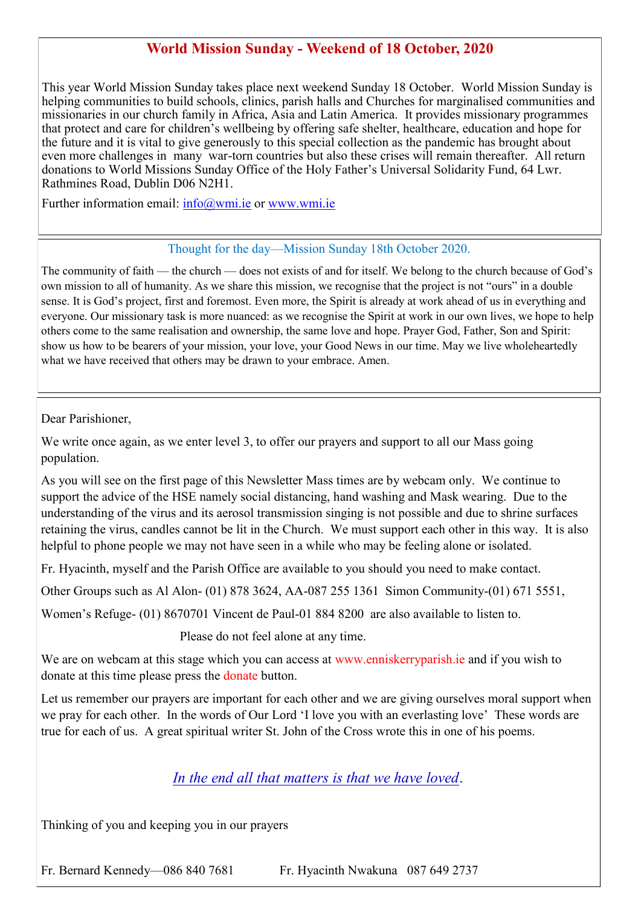## World Mission Sunday - Weekend of 18 October, 2020

This year World Mission Sunday takes place next weekend Sunday 18 October. World Mission Sunday is helping communities to build schools, clinics, parish halls and Churches for marginalised communities and missionaries in our church family in Africa, Asia and Latin America. It provides missionary programmes that protect and care for children's wellbeing by offering safe shelter, healthcare, education and hope for the future and it is vital to give generously to this special collection as the pandemic has brought about even more challenges in many war-torn countries but also these crises will remain thereafter. All return donations to World Missions Sunday Office of the Holy Father's Universal Solidarity Fund, 64 Lwr. Rathmines Road, Dublin D06 N2H1.

Further information email: info@wmi.ie or www.wmi.ie

---

### Thought for the day—Mission Sunday 18th October 2020.

The community of faith — the church — does not exists of and for itself. We belong to the church because of God's own mission to all of humanity. As we share this mission, we recognise that the project is not "ours" in a double sense. It is God's project, first and foremost. Even more, the Spirit is already at work ahead of us in everything and everyone. Our missionary task is more nuanced: as we recognise the Spirit at work in our own lives, we hope to help others come to the same realisation and ownership, the same love and hope. Prayer God, Father, Son and Spirit: show us how to be bearers of your mission, your love, your Good News in our time. May we live wholeheartedly what we have received that others may be drawn to your embrace. Amen.

---

Dear Parishioner,

We write once again, as we enter level 3, to offer our prayers and support to all our Mass going population.

As you will see on the first page of this Newsletter Mass times are by webcam only. We continue to support the advice of the HSE namely social distancing, hand washing and Mask wearing. Due to the understanding of the virus and its aerosol transmission singing is not possible and due to shrine surfaces retaining the virus, candles cannot be lit in the Church. We must support each other in this way. It is also helpful to phone people we may not have seen in a while who may be feeling alone or isolated.

Fr. Hyacinth, myself and the Parish Office are available to you should you need to make contact.

Other Groups such as Al Alon- (01) 878 3624, AA-087 255 1361 Simon Community-(01) 671 5551,

Women's Refuge- (01) 8670701 Vincent de Paul-01 884 8200 are also available to listen to.

Please do not feel alone at any time.

We are on webcam at this stage which you can access at www.enniskerryparish.ie and if you wish to donate at this time please press the donate button.

Let us remember our prayers are important for each other and we are giving ourselves moral support when we pray for each other. In the words of Our Lord 'I love you with an everlasting love' These words are true for each of us. A great spiritual writer St. John of the Cross wrote this in one of his poems.

*In the end all that matters is that we have loved.*

Thinking of you and keeping you in our prayers

Fr. Bernard Kennedy—086 840 7681 Fr. Hyacinth Nwakuna 087 649 2737